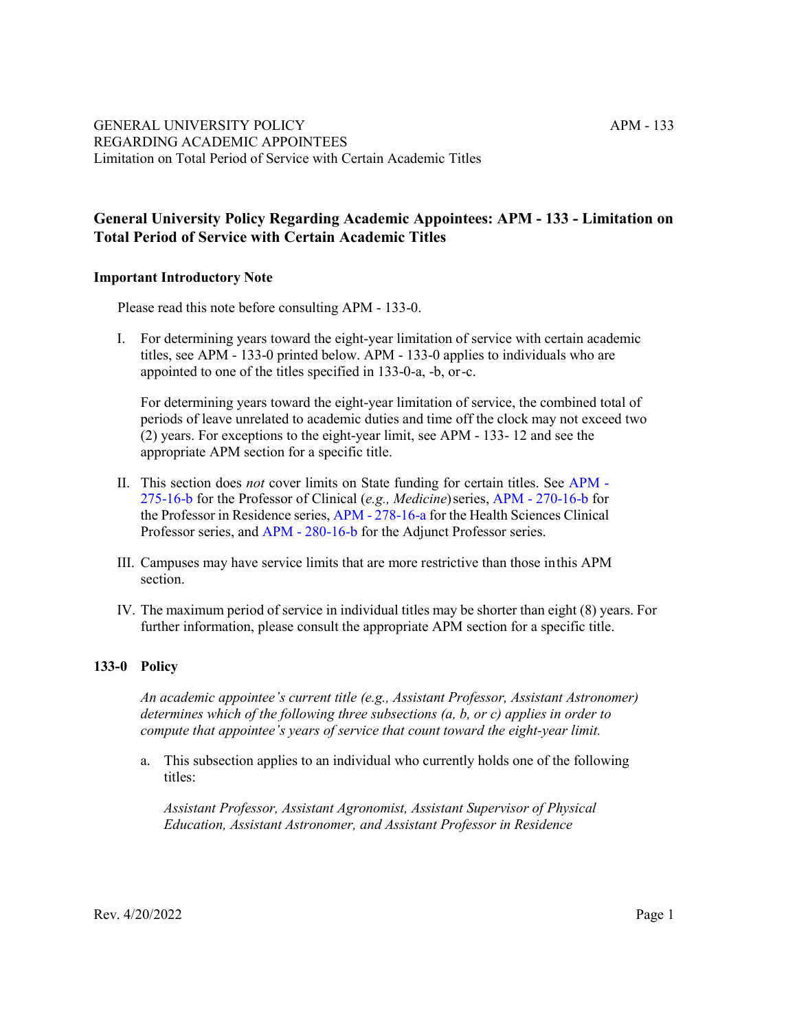GENERAL UNIVERSITY POLICY
REGARDING ACADEMIC APPOINTEES
Limitation on Total Period of Service with Certain Academic Titles

APM - 133

# General University Policy Regarding Academic Appointees: APM - 133 - Limitation on Total Period of Service with Certain Academic Titles

### Important Introductory Note

Please read this note before consulting APM - 133-0.

I. For determining years toward the eight-year limitation of service with certain academic titles, see APM - 133-0 printed below. APM - 133-0 applies to individuals who are appointed to one of the titles specified in 133-0-a, -b, or -c.

   For determining years toward the eight-year limitation of service, the combined total of periods of leave unrelated to academic duties and time off the clock may not exceed two (2) years. For exceptions to the eight-year limit, see APM - 133- 12 and see the appropriate APM section for a specific title.

II. This section does *not* cover limits on State funding for certain titles. See APM - 275-16-b for the Professor of Clinical (*e.g., Medicine*) series, APM - 270-16-b for the Professor in Residence series, APM - 278-16-a for the Health Sciences Clinical Professor series, and APM - 280-16-b for the Adjunct Professor series.

III. Campuses may have service limits that are more restrictive than those in this APM section.

IV. The maximum period of service in individual titles may be shorter than eight (8) years. For further information, please consult the appropriate APM section for a specific title.

### 133-0 Policy

*An academic appointee's current title (e.g., Assistant Professor, Assistant Astronomer) determines which of the following three subsections (a, b, or c) applies in order to compute that appointee's years of service that count toward the eight-year limit.*

a. This subsection applies to an individual who currently holds one of the following titles:

   *Assistant Professor, Assistant Agronomist, Assistant Supervisor of Physical Education, Assistant Astronomer, and Assistant Professor in Residence*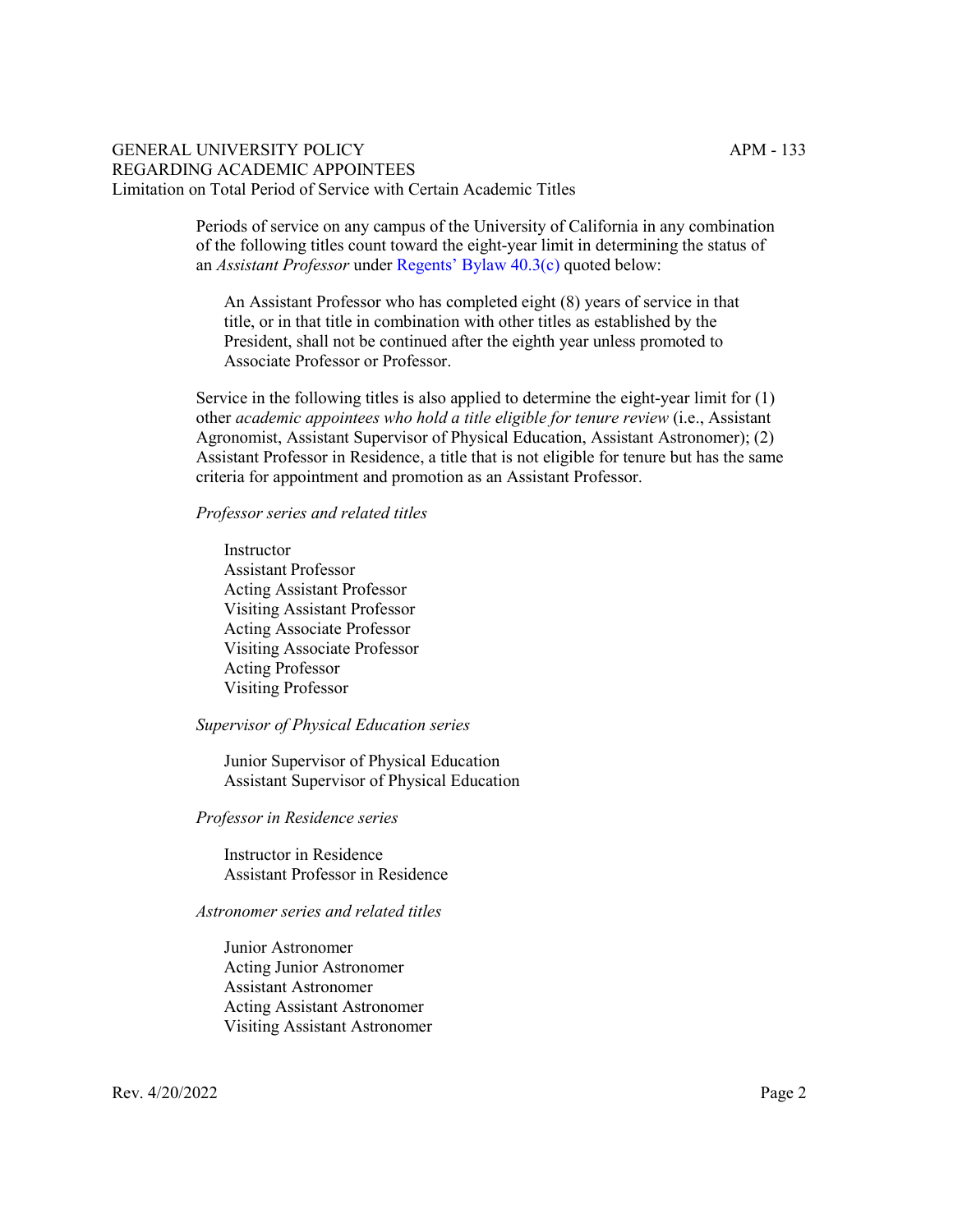Periods of service on any campus of the University of California in any combination of the following titles count toward the eight-year limit in determining the status of an *Assistant Professor* under Regents' Bylaw 40.3(c) quoted below:

> An Assistant Professor who has completed eight (8) years of service in that title, or in that title in combination with other titles as established by the President, shall not be continued after the eighth year unless promoted to Associate Professor or Professor.

Service in the following titles is also applied to determine the eight-year limit for (1) other *academic appointees who hold a title eligible for tenure review* (i.e., Assistant Agronomist, Assistant Supervisor of Physical Education, Assistant Astronomer); (2) Assistant Professor in Residence, a title that is not eligible for tenure but has the same criteria for appointment and promotion as an Assistant Professor.

*Professor series and related titles*

- Instructor
- Assistant Professor
- Acting Assistant Professor
- Visiting Assistant Professor
- Acting Associate Professor
- Visiting Associate Professor
- Acting Professor
- Visiting Professor

*Supervisor of Physical Education series*

- Junior Supervisor of Physical Education
- Assistant Supervisor of Physical Education

*Professor in Residence series*

- Instructor in Residence
- Assistant Professor in Residence

*Astronomer series and related titles*

- Junior Astronomer
- Acting Junior Astronomer
- Assistant Astronomer
- Acting Assistant Astronomer
- Visiting Assistant Astronomer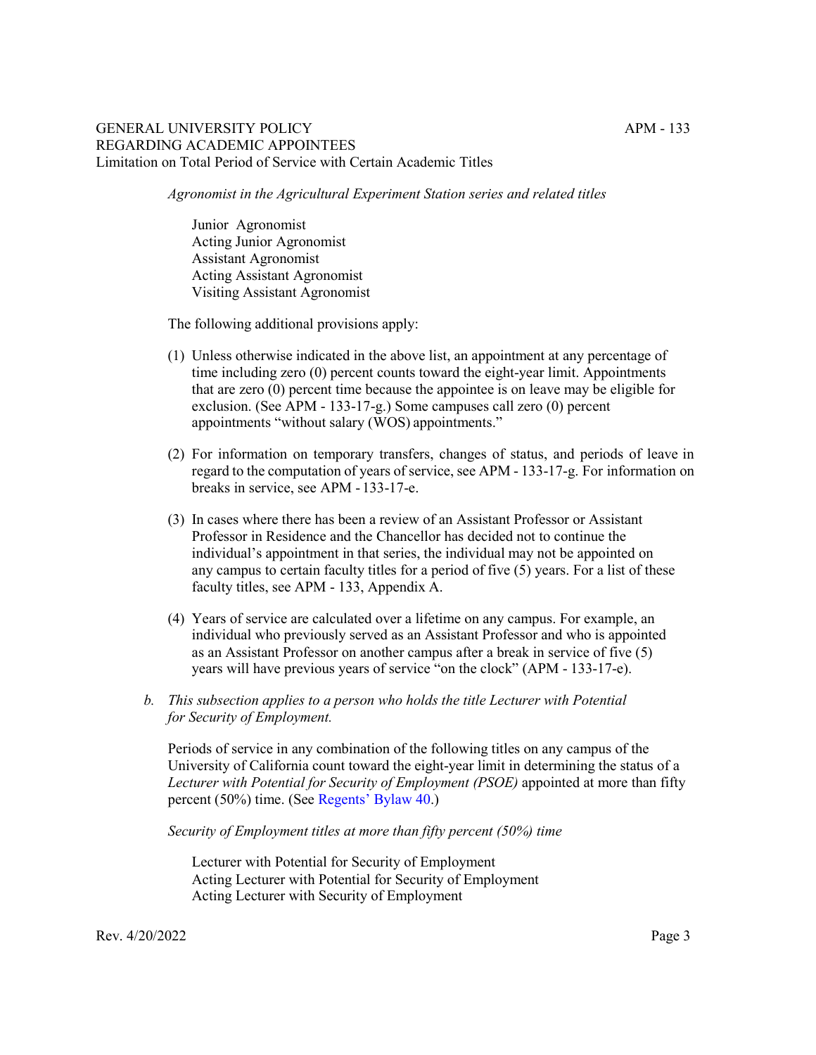*Agronomist in the Agricultural Experiment Station series and related titles*

Junior Agronomist
Acting Junior Agronomist
Assistant Agronomist
Acting Assistant Agronomist
Visiting Assistant Agronomist

The following additional provisions apply:

(1) Unless otherwise indicated in the above list, an appointment at any percentage of time including zero (0) percent counts toward the eight-year limit. Appointments that are zero (0) percent time because the appointee is on leave may be eligible for exclusion. (See APM - 133-17-g.) Some campuses call zero (0) percent appointments "without salary (WOS) appointments."

(2) For information on temporary transfers, changes of status, and periods of leave in regard to the computation of years of service, see APM - 133-17-g. For information on breaks in service, see APM - 133-17-e.

(3) In cases where there has been a review of an Assistant Professor or Assistant Professor in Residence and the Chancellor has decided not to continue the individual's appointment in that series, the individual may not be appointed on any campus to certain faculty titles for a period of five (5) years. For a list of these faculty titles, see APM - 133, Appendix A.

(4) Years of service are calculated over a lifetime on any campus. For example, an individual who previously served as an Assistant Professor and who is appointed as an Assistant Professor on another campus after a break in service of five (5) years will have previous years of service "on the clock" (APM - 133-17-e).

*b. This subsection applies to a person who holds the title Lecturer with Potential for Security of Employment.*

Periods of service in any combination of the following titles on any campus of the University of California count toward the eight-year limit in determining the status of a *Lecturer with Potential for Security of Employment (PSOE)* appointed at more than fifty percent (50%) time. (See Regents' Bylaw 40.)

*Security of Employment titles at more than fifty percent (50%) time*

Lecturer with Potential for Security of Employment
Acting Lecturer with Potential for Security of Employment
Acting Lecturer with Security of Employment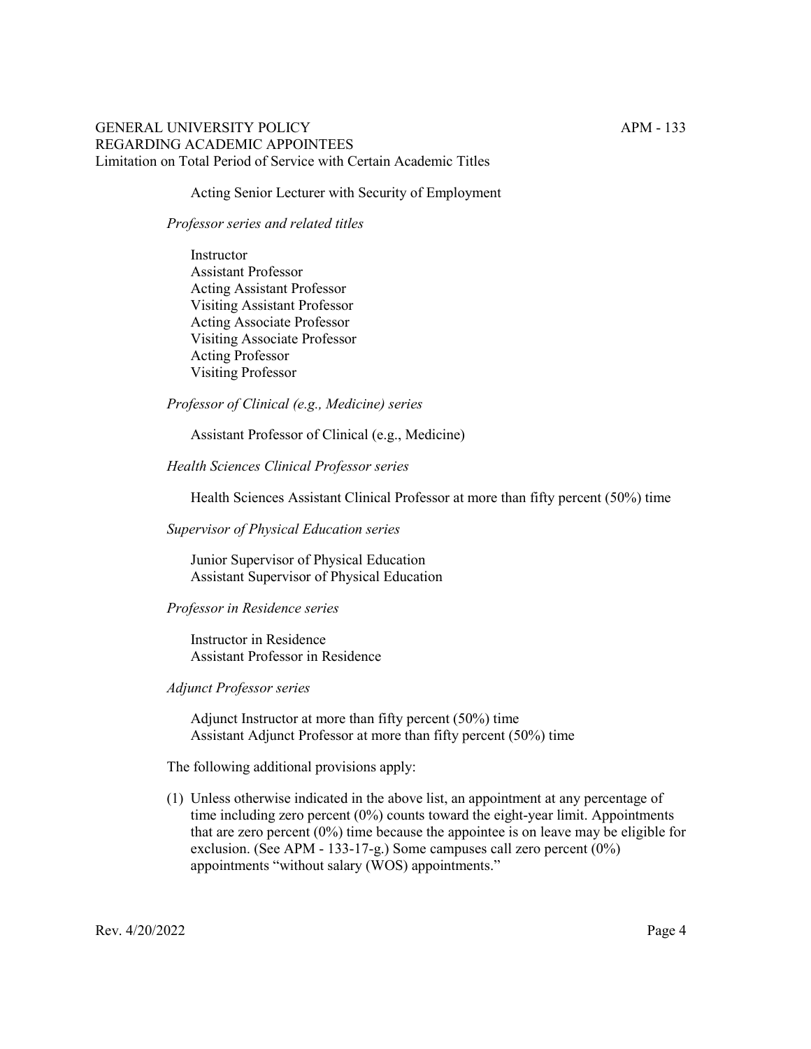Acting Senior Lecturer with Security of Employment

*Professor series and related titles*

Instructor
Assistant Professor
Acting Assistant Professor
Visiting Assistant Professor
Acting Associate Professor
Visiting Associate Professor
Acting Professor
Visiting Professor

*Professor of Clinical (e.g., Medicine) series*

Assistant Professor of Clinical (e.g., Medicine)

*Health Sciences Clinical Professor series*

Health Sciences Assistant Clinical Professor at more than fifty percent (50%) time

*Supervisor of Physical Education series*

Junior Supervisor of Physical Education
Assistant Supervisor of Physical Education

*Professor in Residence series*

Instructor in Residence
Assistant Professor in Residence

*Adjunct Professor series*

Adjunct Instructor at more than fifty percent (50%) time
Assistant Adjunct Professor at more than fifty percent (50%) time

The following additional provisions apply:

(1) Unless otherwise indicated in the above list, an appointment at any percentage of time including zero percent (0%) counts toward the eight-year limit. Appointments that are zero percent (0%) time because the appointee is on leave may be eligible for exclusion. (See APM - 133-17-g.) Some campuses call zero percent (0%) appointments "without salary (WOS) appointments."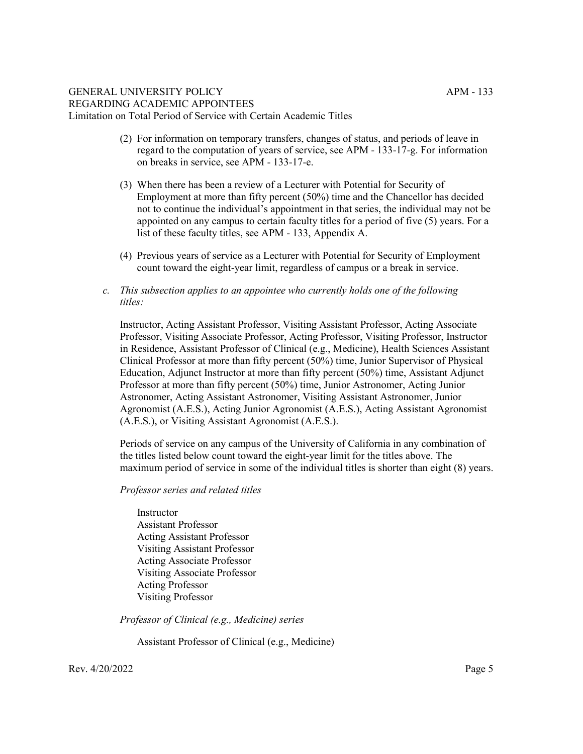(2) For information on temporary transfers, changes of status, and periods of leave in regard to the computation of years of service, see APM - 133-17-g. For information on breaks in service, see APM - 133-17-e.

(3) When there has been a review of a Lecturer with Potential for Security of Employment at more than fifty percent (50%) time and the Chancellor has decided not to continue the individual's appointment in that series, the individual may not be appointed on any campus to certain faculty titles for a period of five (5) years. For a list of these faculty titles, see APM - 133, Appendix A.

(4) Previous years of service as a Lecturer with Potential for Security of Employment count toward the eight-year limit, regardless of campus or a break in service.

c. *This subsection applies to an appointee who currently holds one of the following titles:*

Instructor, Acting Assistant Professor, Visiting Assistant Professor, Acting Associate Professor, Visiting Associate Professor, Acting Professor, Visiting Professor, Instructor in Residence, Assistant Professor of Clinical (e.g., Medicine), Health Sciences Assistant Clinical Professor at more than fifty percent (50%) time, Junior Supervisor of Physical Education, Adjunct Instructor at more than fifty percent (50%) time, Assistant Adjunct Professor at more than fifty percent (50%) time, Junior Astronomer, Acting Junior Astronomer, Acting Assistant Astronomer, Visiting Assistant Astronomer, Junior Agronomist (A.E.S.), Acting Junior Agronomist (A.E.S.), Acting Assistant Agronomist (A.E.S.), or Visiting Assistant Agronomist (A.E.S.).

Periods of service on any campus of the University of California in any combination of the titles listed below count toward the eight-year limit for the titles above. The maximum period of service in some of the individual titles is shorter than eight (8) years.

*Professor series and related titles*

Instructor
Assistant Professor
Acting Assistant Professor
Visiting Assistant Professor
Acting Associate Professor
Visiting Associate Professor
Acting Professor
Visiting Professor

*Professor of Clinical (e.g., Medicine) series*

Assistant Professor of Clinical (e.g., Medicine)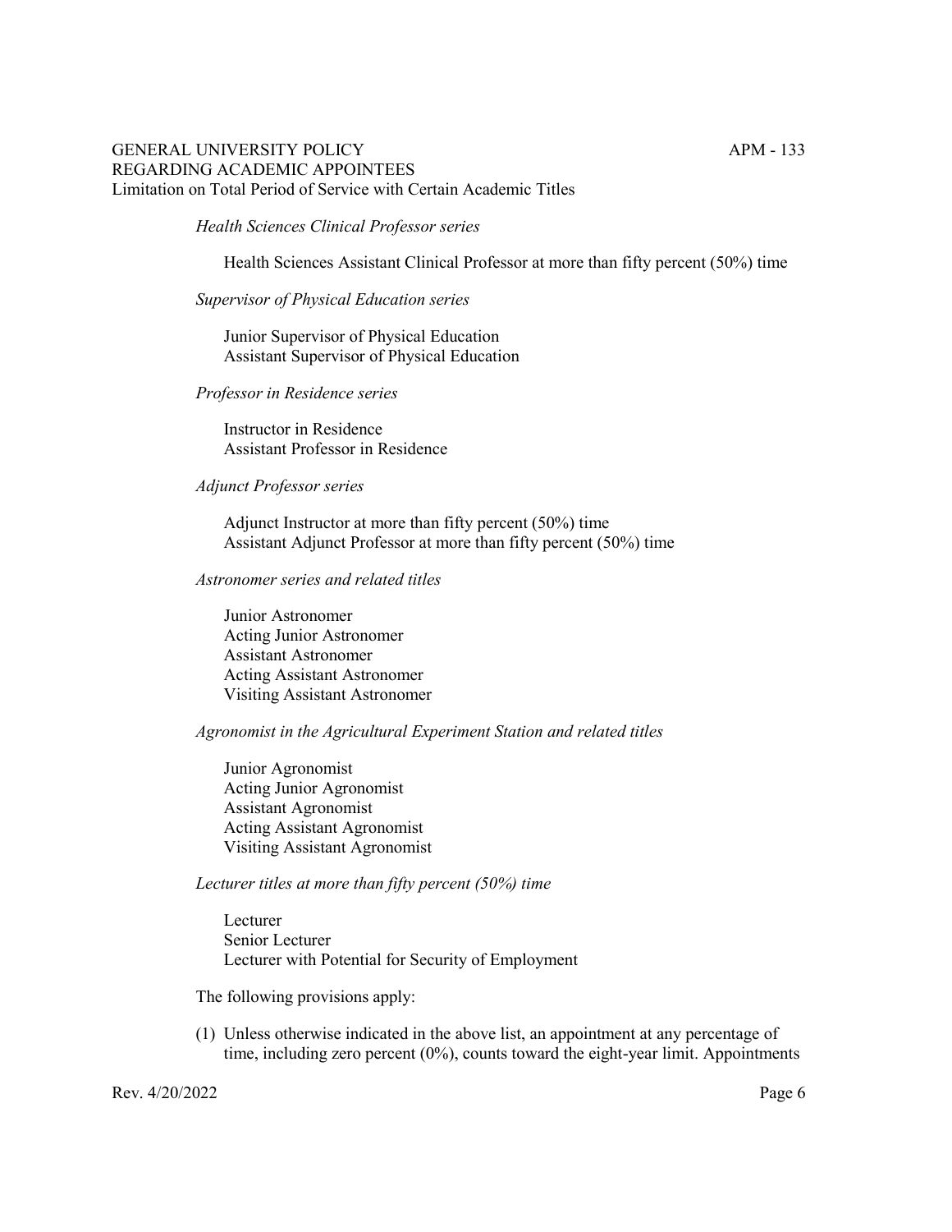*Health Sciences Clinical Professor series*

Health Sciences Assistant Clinical Professor at more than fifty percent (50%) time

*Supervisor of Physical Education series*

Junior Supervisor of Physical Education
Assistant Supervisor of Physical Education

*Professor in Residence series*

Instructor in Residence
Assistant Professor in Residence

*Adjunct Professor series*

Adjunct Instructor at more than fifty percent (50%) time
Assistant Adjunct Professor at more than fifty percent (50%) time

*Astronomer series and related titles*

Junior Astronomer
Acting Junior Astronomer
Assistant Astronomer
Acting Assistant Astronomer
Visiting Assistant Astronomer

*Agronomist in the Agricultural Experiment Station and related titles*

Junior Agronomist
Acting Junior Agronomist
Assistant Agronomist
Acting Assistant Agronomist
Visiting Assistant Agronomist

*Lecturer titles at more than fifty percent (50%) time*

Lecturer
Senior Lecturer
Lecturer with Potential for Security of Employment

The following provisions apply:

(1) Unless otherwise indicated in the above list, an appointment at any percentage of time, including zero percent (0%), counts toward the eight-year limit. Appointments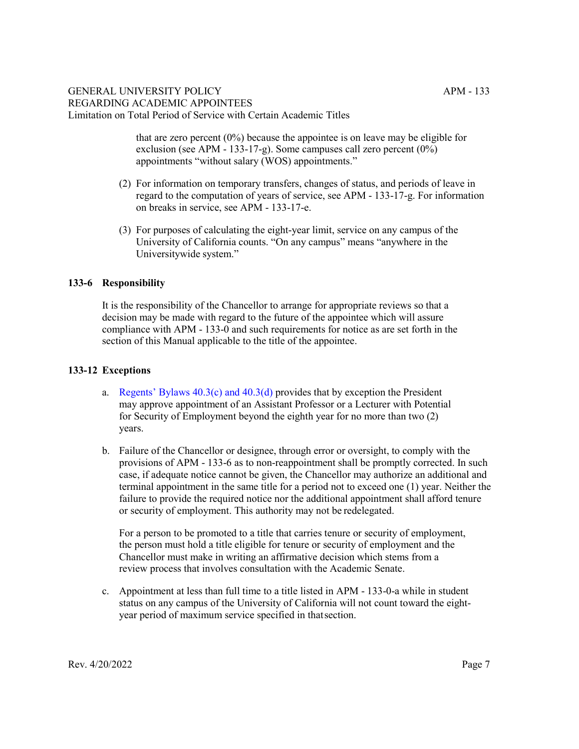that are zero percent (0%) because the appointee is on leave may be eligible for exclusion (see APM - 133-17-g). Some campuses call zero percent (0%) appointments "without salary (WOS) appointments."

(2) For information on temporary transfers, changes of status, and periods of leave in regard to the computation of years of service, see APM - 133-17-g. For information on breaks in service, see APM - 133-17-e.

(3) For purposes of calculating the eight-year limit, service on any campus of the University of California counts. "On any campus" means "anywhere in the Universitywide system."

**133-6 Responsibility**

It is the responsibility of the Chancellor to arrange for appropriate reviews so that a decision may be made with regard to the future of the appointee which will assure compliance with APM - 133-0 and such requirements for notice as are set forth in the section of this Manual applicable to the title of the appointee.

**133-12 Exceptions**

a. Regents' Bylaws 40.3(c) and 40.3(d) provides that by exception the President may approve appointment of an Assistant Professor or a Lecturer with Potential for Security of Employment beyond the eighth year for no more than two (2) years.

b. Failure of the Chancellor or designee, through error or oversight, to comply with the provisions of APM - 133-6 as to non-reappointment shall be promptly corrected. In such case, if adequate notice cannot be given, the Chancellor may authorize an additional and terminal appointment in the same title for a period not to exceed one (1) year. Neither the failure to provide the required notice nor the additional appointment shall afford tenure or security of employment. This authority may not be redelegated.

   For a person to be promoted to a title that carries tenure or security of employment, the person must hold a title eligible for tenure or security of employment and the Chancellor must make in writing an affirmative decision which stems from a review process that involves consultation with the Academic Senate.

c. Appointment at less than full time to a title listed in APM - 133-0-a while in student status on any campus of the University of California will not count toward the eight-year period of maximum service specified in that section.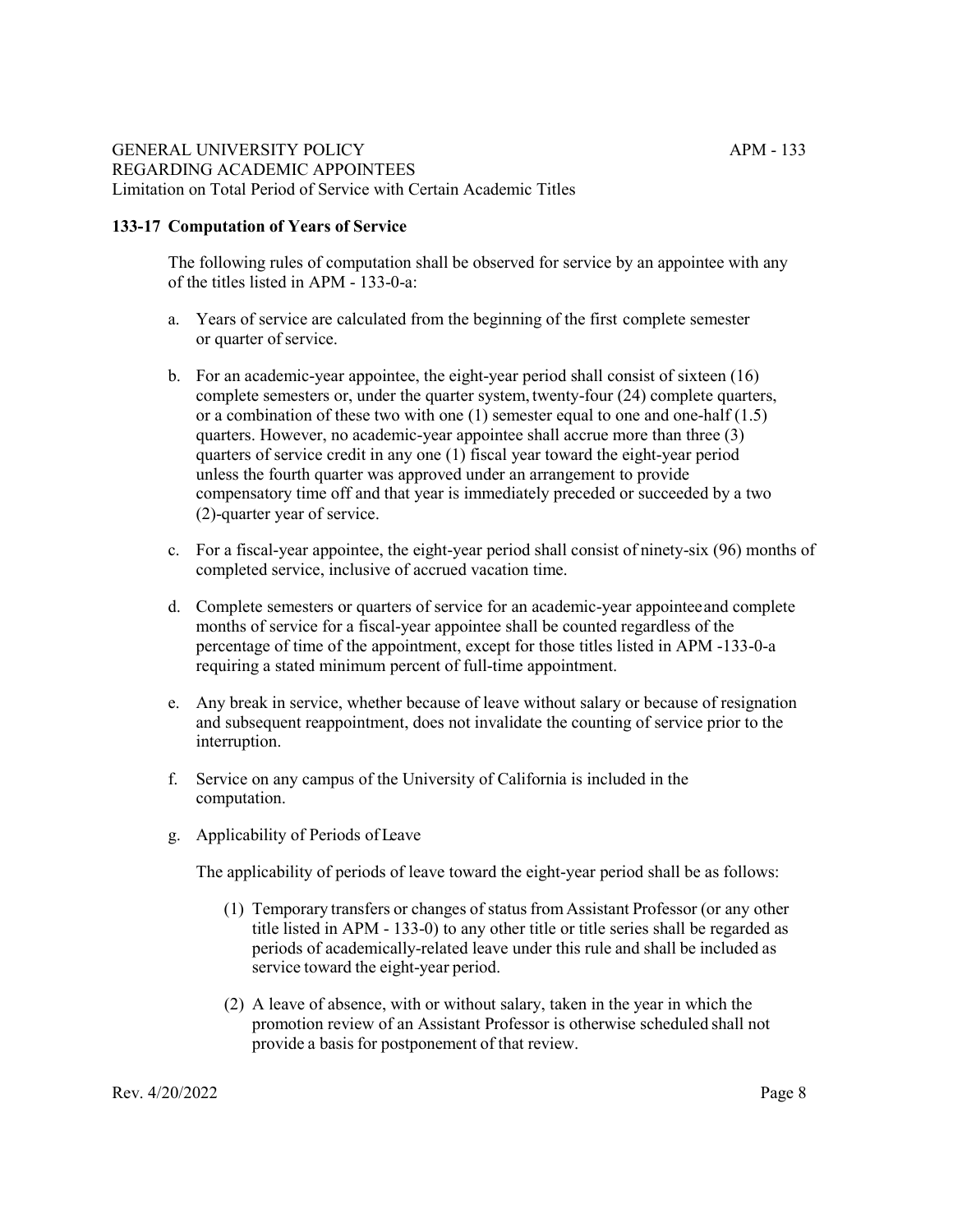### 133-17 Computation of Years of Service

The following rules of computation shall be observed for service by an appointee with any of the titles listed in APM - 133-0-a:

a. Years of service are calculated from the beginning of the first complete semester or quarter of service.

b. For an academic-year appointee, the eight-year period shall consist of sixteen (16) complete semesters or, under the quarter system, twenty-four (24) complete quarters, or a combination of these two with one (1) semester equal to one and one-half (1.5) quarters. However, no academic-year appointee shall accrue more than three (3) quarters of service credit in any one (1) fiscal year toward the eight-year period unless the fourth quarter was approved under an arrangement to provide compensatory time off and that year is immediately preceded or succeeded by a two (2)-quarter year of service.

c. For a fiscal-year appointee, the eight-year period shall consist of ninety-six (96) months of completed service, inclusive of accrued vacation time.

d. Complete semesters or quarters of service for an academic-year appointee and complete months of service for a fiscal-year appointee shall be counted regardless of the percentage of time of the appointment, except for those titles listed in APM -133-0-a requiring a stated minimum percent of full-time appointment.

e. Any break in service, whether because of leave without salary or because of resignation and subsequent reappointment, does not invalidate the counting of service prior to the interruption.

f. Service on any campus of the University of California is included in the computation.

g. Applicability of Periods of Leave

   The applicability of periods of leave toward the eight-year period shall be as follows:

   (1) Temporary transfers or changes of status from Assistant Professor (or any other title listed in APM - 133-0) to any other title or title series shall be regarded as periods of academically-related leave under this rule and shall be included as service toward the eight-year period.

   (2) A leave of absence, with or without salary, taken in the year in which the promotion review of an Assistant Professor is otherwise scheduled shall not provide a basis for postponement of that review.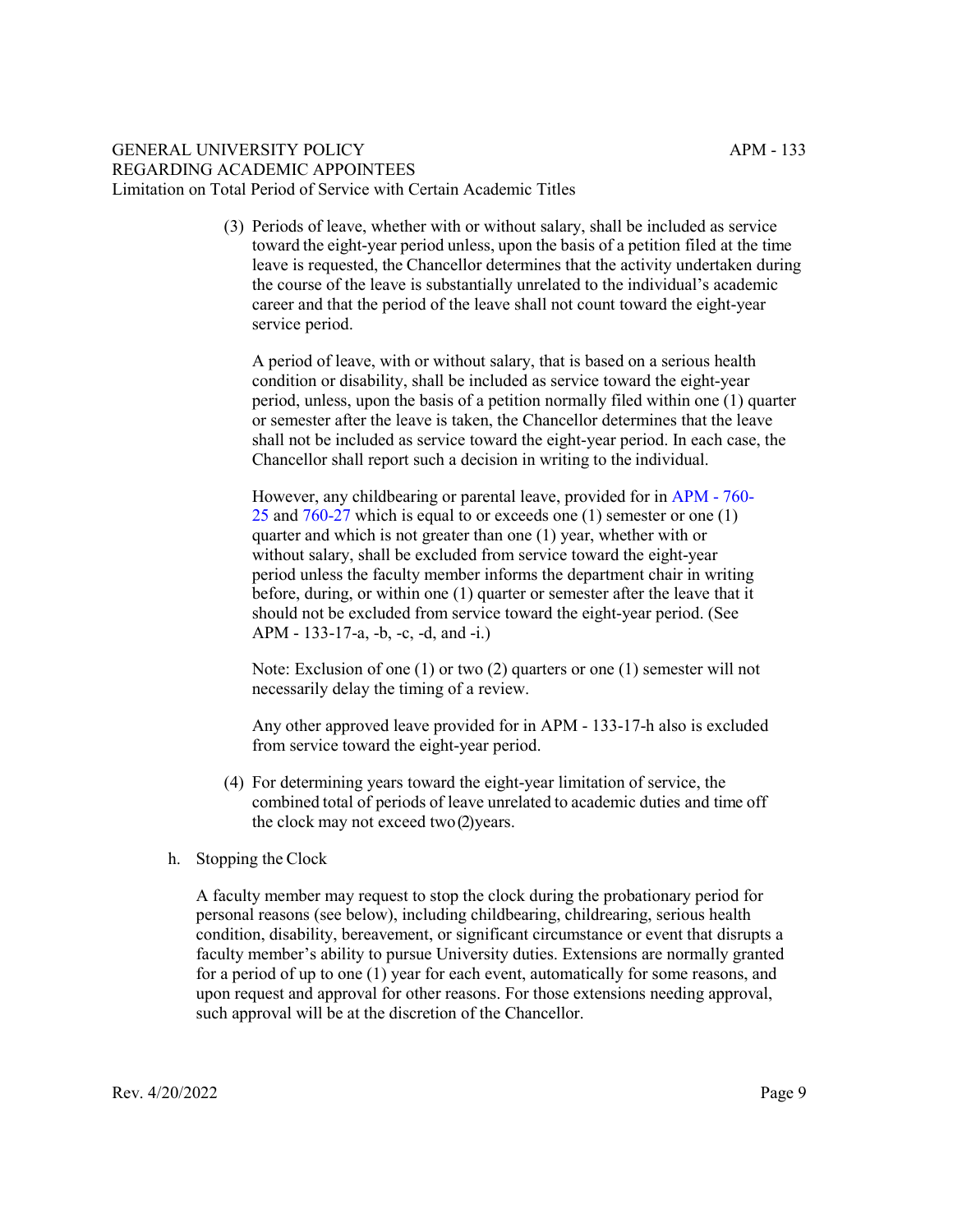(3) Periods of leave, whether with or without salary, shall be included as service toward the eight-year period unless, upon the basis of a petition filed at the time leave is requested, the Chancellor determines that the activity undertaken during the course of the leave is substantially unrelated to the individual's academic career and that the period of the leave shall not count toward the eight-year service period.

    A period of leave, with or without salary, that is based on a serious health condition or disability, shall be included as service toward the eight-year period, unless, upon the basis of a petition normally filed within one (1) quarter or semester after the leave is taken, the Chancellor determines that the leave shall not be included as service toward the eight-year period. In each case, the Chancellor shall report such a decision in writing to the individual.

    However, any childbearing or parental leave, provided for in APM - 760-25 and 760-27 which is equal to or exceeds one (1) semester or one (1) quarter and which is not greater than one (1) year, whether with or without salary, shall be excluded from service toward the eight-year period unless the faculty member informs the department chair in writing before, during, or within one (1) quarter or semester after the leave that it should not be excluded from service toward the eight-year period. (See APM - 133-17-a, -b, -c, -d, and -i.)

    Note: Exclusion of one (1) or two (2) quarters or one (1) semester will not necessarily delay the timing of a review.

    Any other approved leave provided for in APM - 133-17-h also is excluded from service toward the eight-year period.

(4) For determining years toward the eight-year limitation of service, the combined total of periods of leave unrelated to academic duties and time off the clock may not exceed two (2) years.

h. Stopping the Clock

A faculty member may request to stop the clock during the probationary period for personal reasons (see below), including childbearing, childrearing, serious health condition, disability, bereavement, or significant circumstance or event that disrupts a faculty member's ability to pursue University duties. Extensions are normally granted for a period of up to one (1) year for each event, automatically for some reasons, and upon request and approval for other reasons. For those extensions needing approval, such approval will be at the discretion of the Chancellor.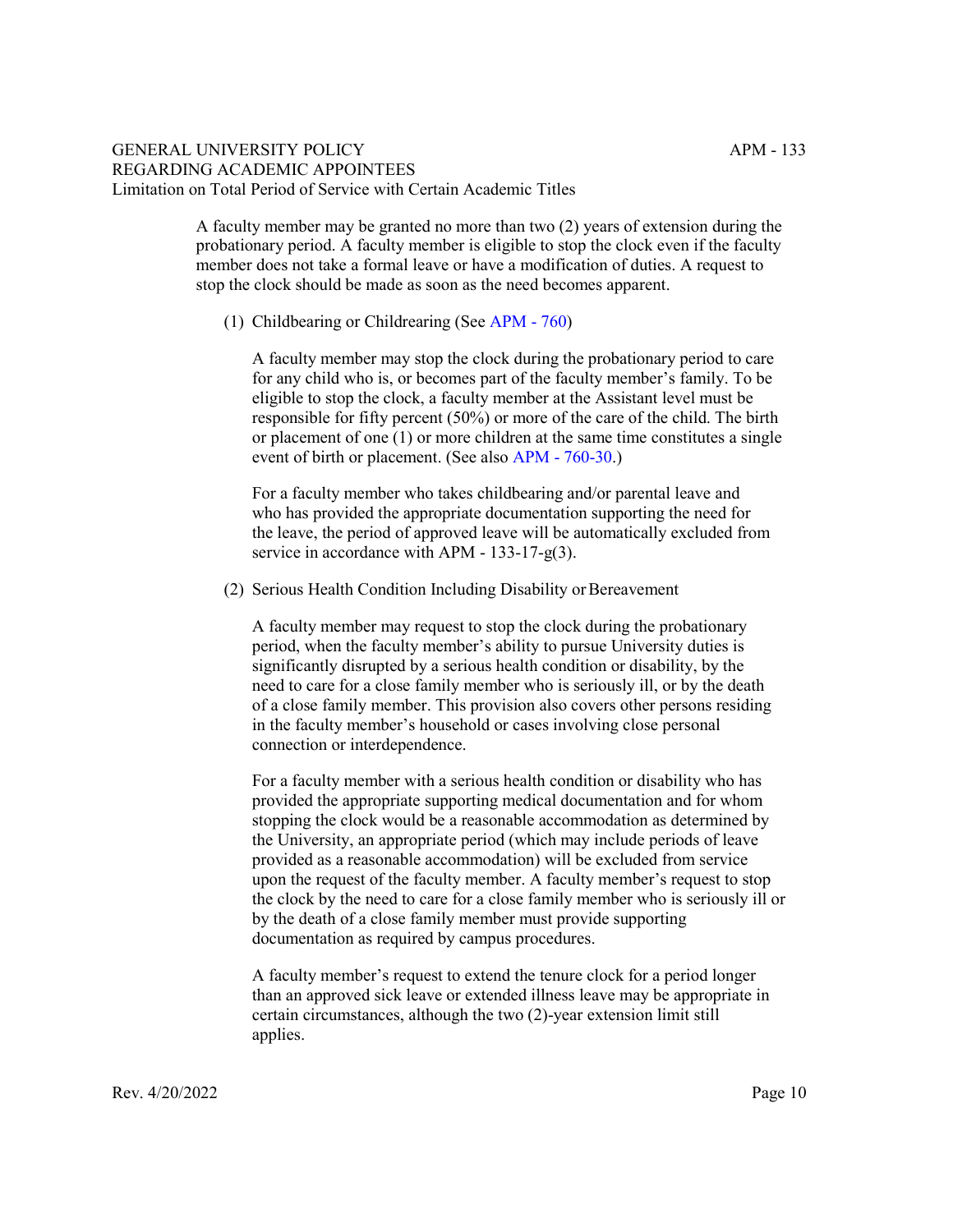A faculty member may be granted no more than two (2) years of extension during the probationary period. A faculty member is eligible to stop the clock even if the faculty member does not take a formal leave or have a modification of duties. A request to stop the clock should be made as soon as the need becomes apparent.

(1) Childbearing or Childrearing (See APM - 760)

A faculty member may stop the clock during the probationary period to care for any child who is, or becomes part of the faculty member's family. To be eligible to stop the clock, a faculty member at the Assistant level must be responsible for fifty percent (50%) or more of the care of the child. The birth or placement of one (1) or more children at the same time constitutes a single event of birth or placement. (See also APM - 760-30.)

For a faculty member who takes childbearing and/or parental leave and who has provided the appropriate documentation supporting the need for the leave, the period of approved leave will be automatically excluded from service in accordance with APM - 133-17-g(3).

(2) Serious Health Condition Including Disability or Bereavement

A faculty member may request to stop the clock during the probationary period, when the faculty member's ability to pursue University duties is significantly disrupted by a serious health condition or disability, by the need to care for a close family member who is seriously ill, or by the death of a close family member. This provision also covers other persons residing in the faculty member's household or cases involving close personal connection or interdependence.

For a faculty member with a serious health condition or disability who has provided the appropriate supporting medical documentation and for whom stopping the clock would be a reasonable accommodation as determined by the University, an appropriate period (which may include periods of leave provided as a reasonable accommodation) will be excluded from service upon the request of the faculty member. A faculty member's request to stop the clock by the need to care for a close family member who is seriously ill or by the death of a close family member must provide supporting documentation as required by campus procedures.

A faculty member's request to extend the tenure clock for a period longer than an approved sick leave or extended illness leave may be appropriate in certain circumstances, although the two (2)-year extension limit still applies.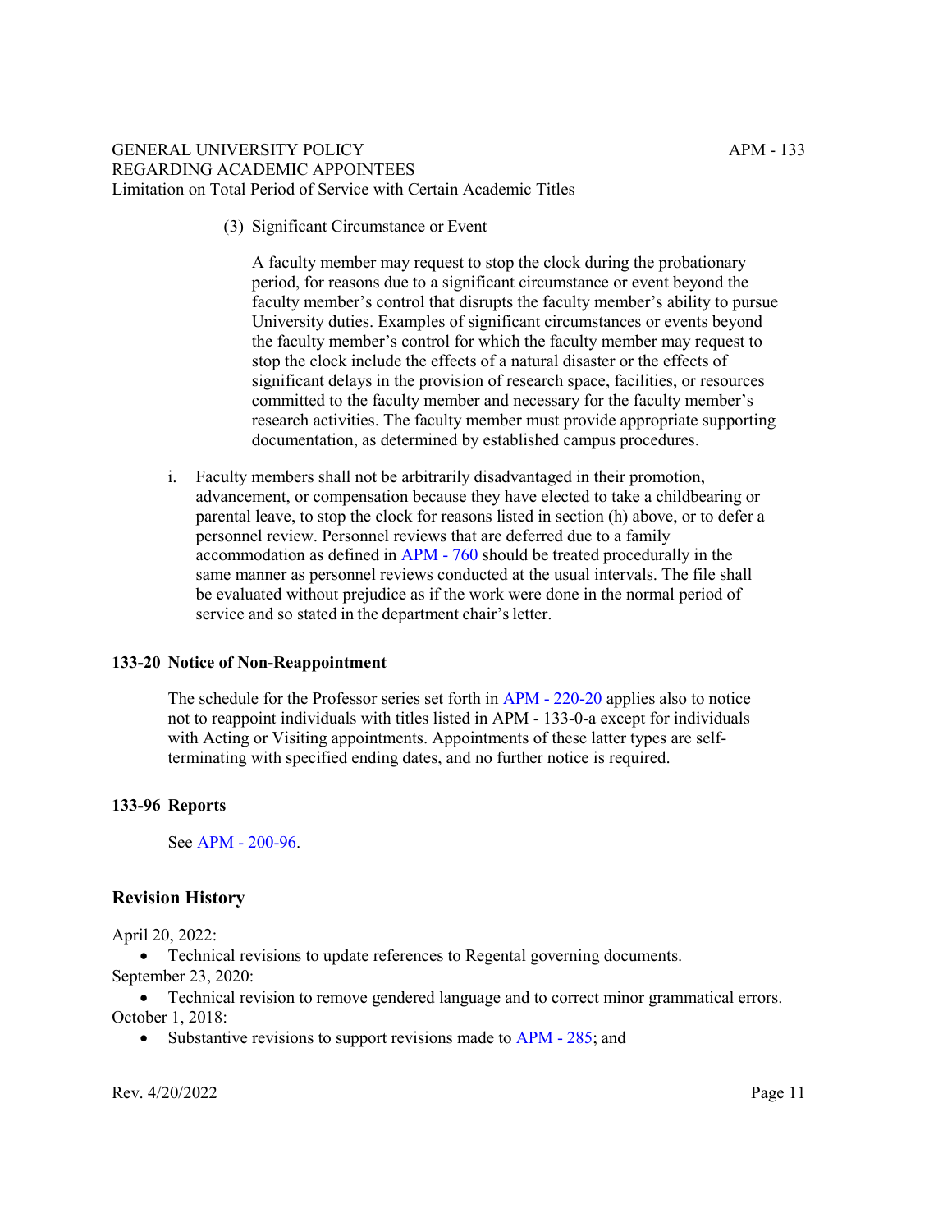(3) Significant Circumstance or Event

A faculty member may request to stop the clock during the probationary period, for reasons due to a significant circumstance or event beyond the faculty member's control that disrupts the faculty member's ability to pursue University duties. Examples of significant circumstances or events beyond the faculty member's control for which the faculty member may request to stop the clock include the effects of a natural disaster or the effects of significant delays in the provision of research space, facilities, or resources committed to the faculty member and necessary for the faculty member's research activities. The faculty member must provide appropriate supporting documentation, as determined by established campus procedures.

i. Faculty members shall not be arbitrarily disadvantaged in their promotion, advancement, or compensation because they have elected to take a childbearing or parental leave, to stop the clock for reasons listed in section (h) above, or to defer a personnel review. Personnel reviews that are deferred due to a family accommodation as defined in APM - 760 should be treated procedurally in the same manner as personnel reviews conducted at the usual intervals. The file shall be evaluated without prejudice as if the work were done in the normal period of service and so stated in the department chair's letter.

### 133-20 Notice of Non-Reappointment

The schedule for the Professor series set forth in APM - 220-20 applies also to notice not to reappoint individuals with titles listed in APM - 133-0-a except for individuals with Acting or Visiting appointments. Appointments of these latter types are self-terminating with specified ending dates, and no further notice is required.

### 133-96 Reports

See APM - 200-96.

## Revision History

April 20, 2022:

- Technical revisions to update references to Regental governing documents.

September 23, 2020:

- Technical revision to remove gendered language and to correct minor grammatical errors.

October 1, 2018:

- Substantive revisions to support revisions made to APM - 285; and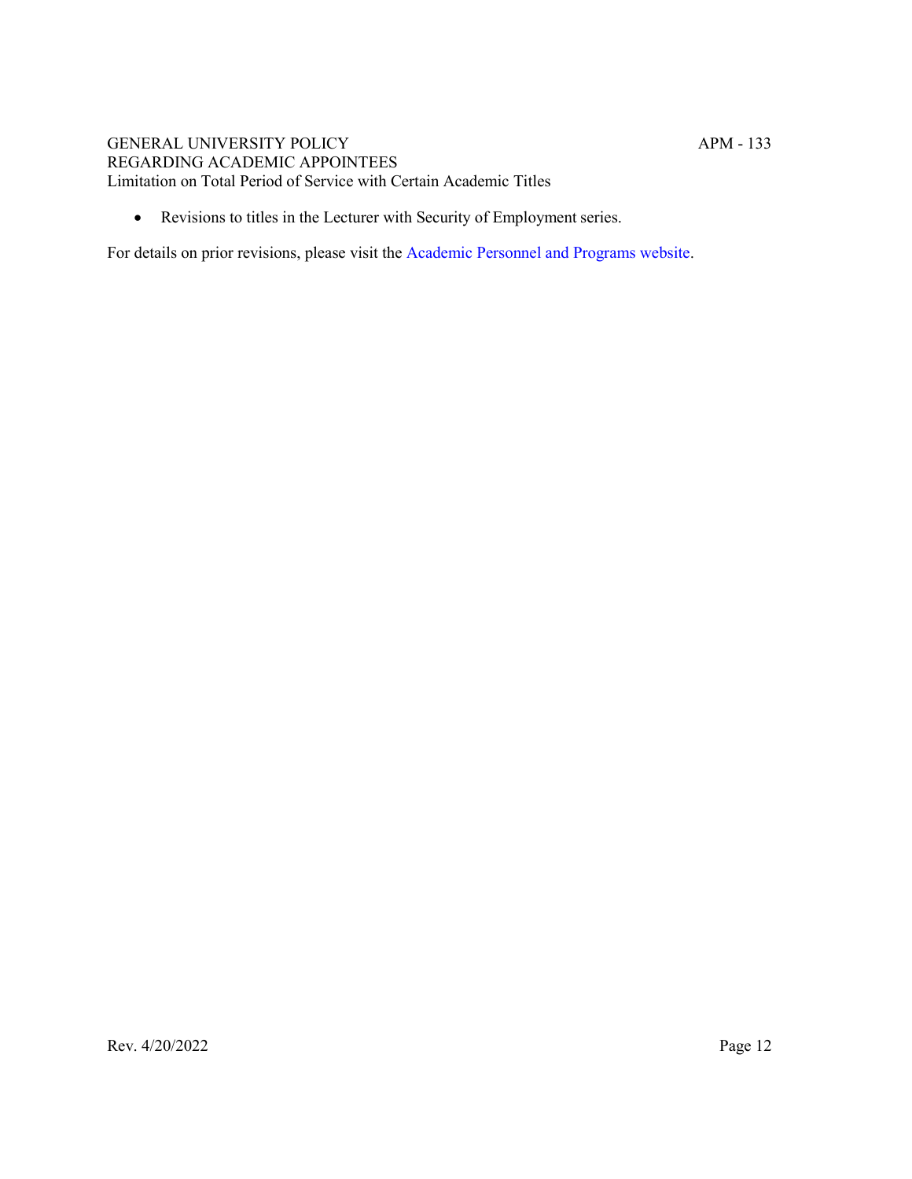- Revisions to titles in the Lecturer with Security of Employment series.

For details on prior revisions, please visit the Academic Personnel and Programs website.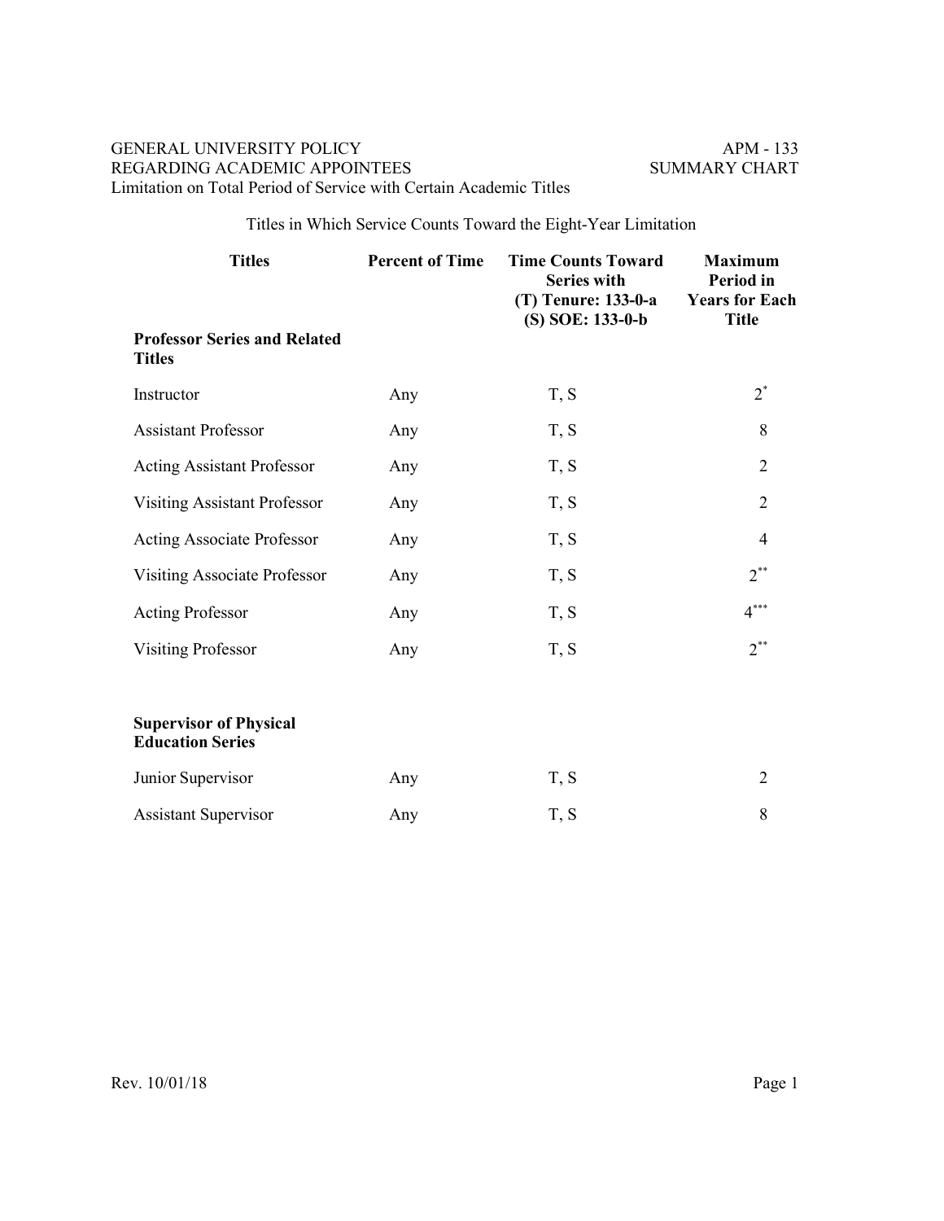GENERAL UNIVERSITY POLICY
REGARDING ACADEMIC APPOINTEES
Limitation on Total Period of Service with Certain Academic Titles

APM - 133
SUMMARY CHART

Titles in Which Service Counts Toward the Eight-Year Limitation

| Titles | Percent of Time | Time Counts Toward Series with (T) Tenure: 133-0-a (S) SOE: 133-0-b | Maximum Period in Years for Each Title |
|---|---|---|---|
| **Professor Series and Related Titles** | | | |
| Instructor | Any | T, S | 2* |
| Assistant Professor | Any | T, S | 8 |
| Acting Assistant Professor | Any | T, S | 2 |
| Visiting Assistant Professor | Any | T, S | 2 |
| Acting Associate Professor | Any | T, S | 4 |
| Visiting Associate Professor | Any | T, S | 2** |
| Acting Professor | Any | T, S | 4*** |
| Visiting Professor | Any | T, S | 2** |
| **Supervisor of Physical Education Series** | | | |
| Junior Supervisor | Any | T, S | 2 |
| Assistant Supervisor | Any | T, S | 8 |

Rev. 10/01/18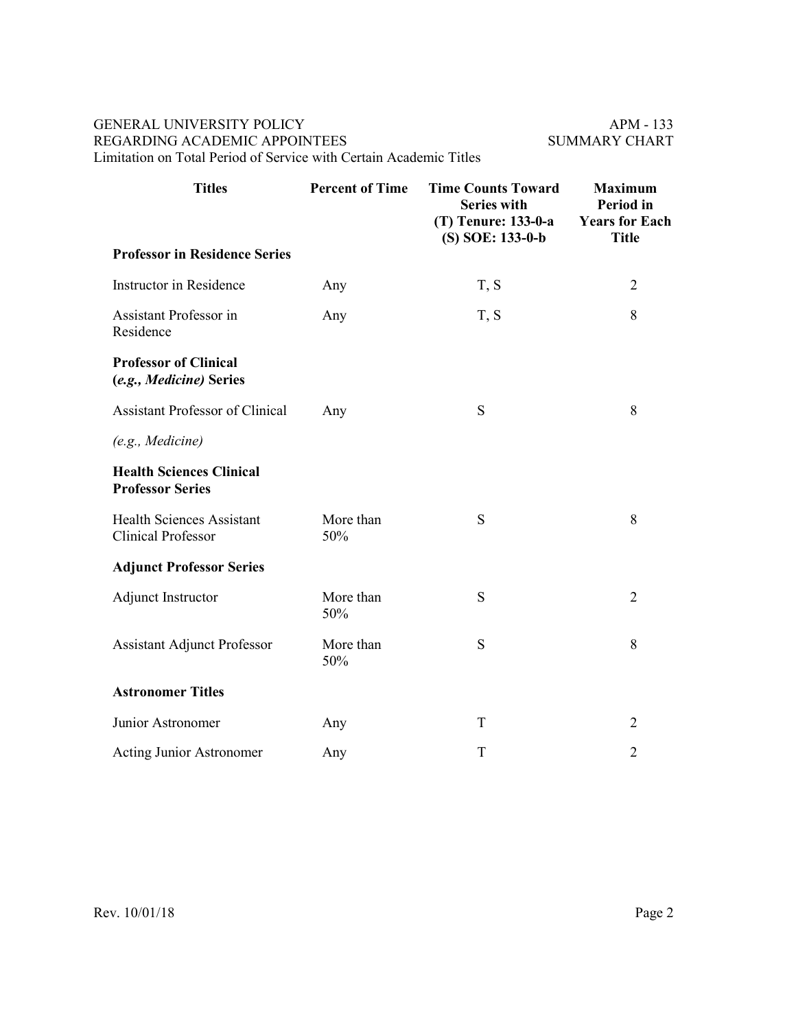GENERAL UNIVERSITY POLICY
REGARDING ACADEMIC APPOINTEES
Limitation on Total Period of Service with Certain Academic Titles

APM - 133
SUMMARY CHART

| Titles | Percent of Time | Time Counts Toward Series with (T) Tenure: 133-0-a (S) SOE: 133-0-b | Maximum Period in Years for Each Title |
|---|---|---|---|
| **Professor in Residence Series** | | | |
| Instructor in Residence | Any | T, S | 2 |
| Assistant Professor in Residence | Any | T, S | 8 |
| **Professor of Clinical (*e.g., Medicine*) Series** | | | |
| Assistant Professor of Clinical *(e.g., Medicine)* | Any | S | 8 |
| **Health Sciences Clinical Professor Series** | | | |
| Health Sciences Assistant Clinical Professor | More than 50% | S | 8 |
| **Adjunct Professor Series** | | | |
| Adjunct Instructor | More than 50% | S | 2 |
| Assistant Adjunct Professor | More than 50% | S | 8 |
| **Astronomer Titles** | | | |
| Junior Astronomer | Any | T | 2 |
| Acting Junior Astronomer | Any | T | 2 |

Rev. 10/01/18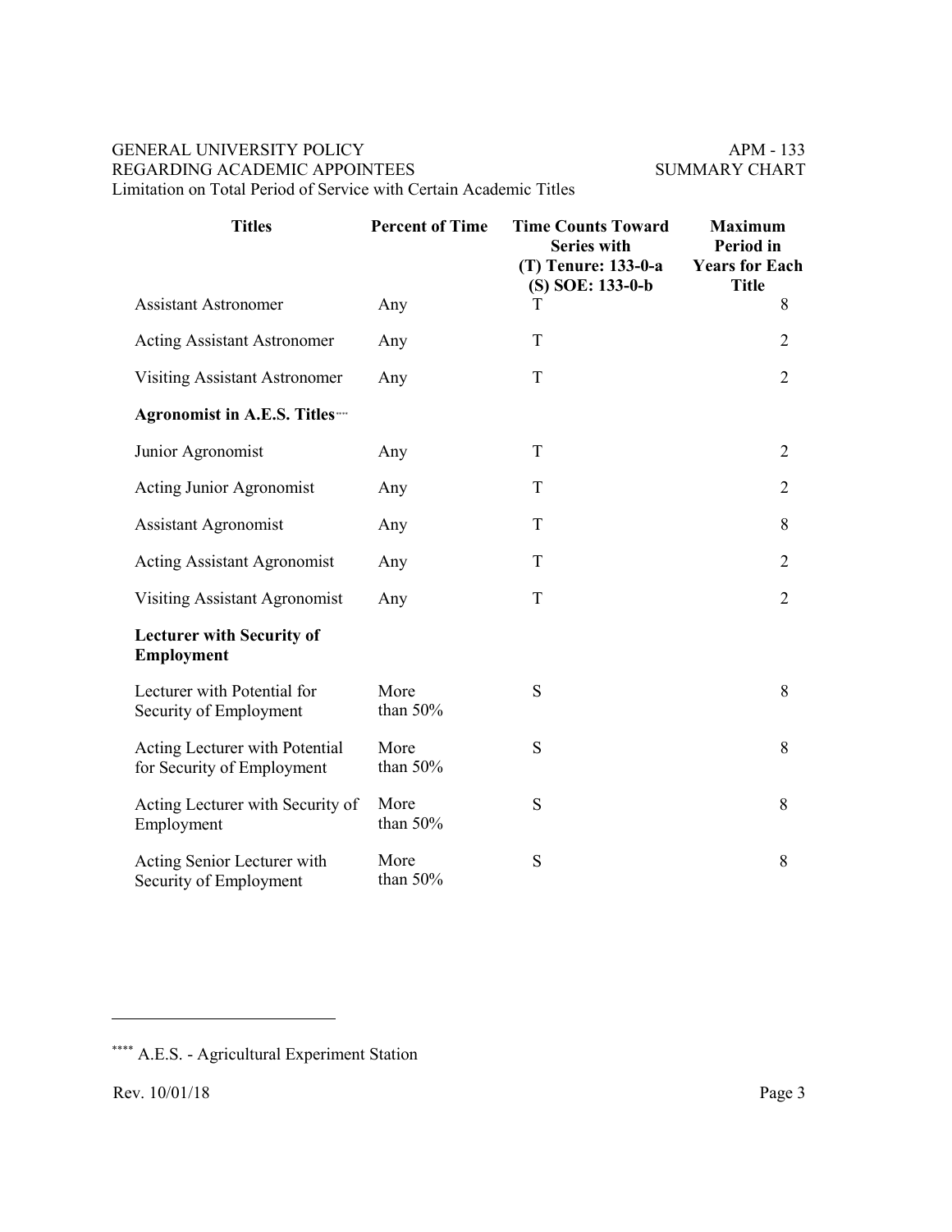| Titles | Percent of Time | Time Counts Toward Series with (T) Tenure: 133-0-a (S) SOE: 133-0-b | Maximum Period in Years for Each Title |
|---|---|---|---|
| Assistant Astronomer | Any | T | 8 |
| Acting Assistant Astronomer | Any | T | 2 |
| Visiting Assistant Astronomer | Any | T | 2 |
| **Agronomist in A.E.S. Titles**[****] | | | |
| Junior Agronomist | Any | T | 2 |
| Acting Junior Agronomist | Any | T | 2 |
| Assistant Agronomist | Any | T | 8 |
| Acting Assistant Agronomist | Any | T | 2 |
| Visiting Assistant Agronomist | Any | T | 2 |
| **Lecturer with Security of Employment** | | | |
| Lecturer with Potential for Security of Employment | More than 50% | S | 8 |
| Acting Lecturer with Potential for Security of Employment | More than 50% | S | 8 |
| Acting Lecturer with Security of Employment | More than 50% | S | 8 |
| Acting Senior Lecturer with Security of Employment | More than 50% | S | 8 |

[****] A.E.S. - Agricultural Experiment Station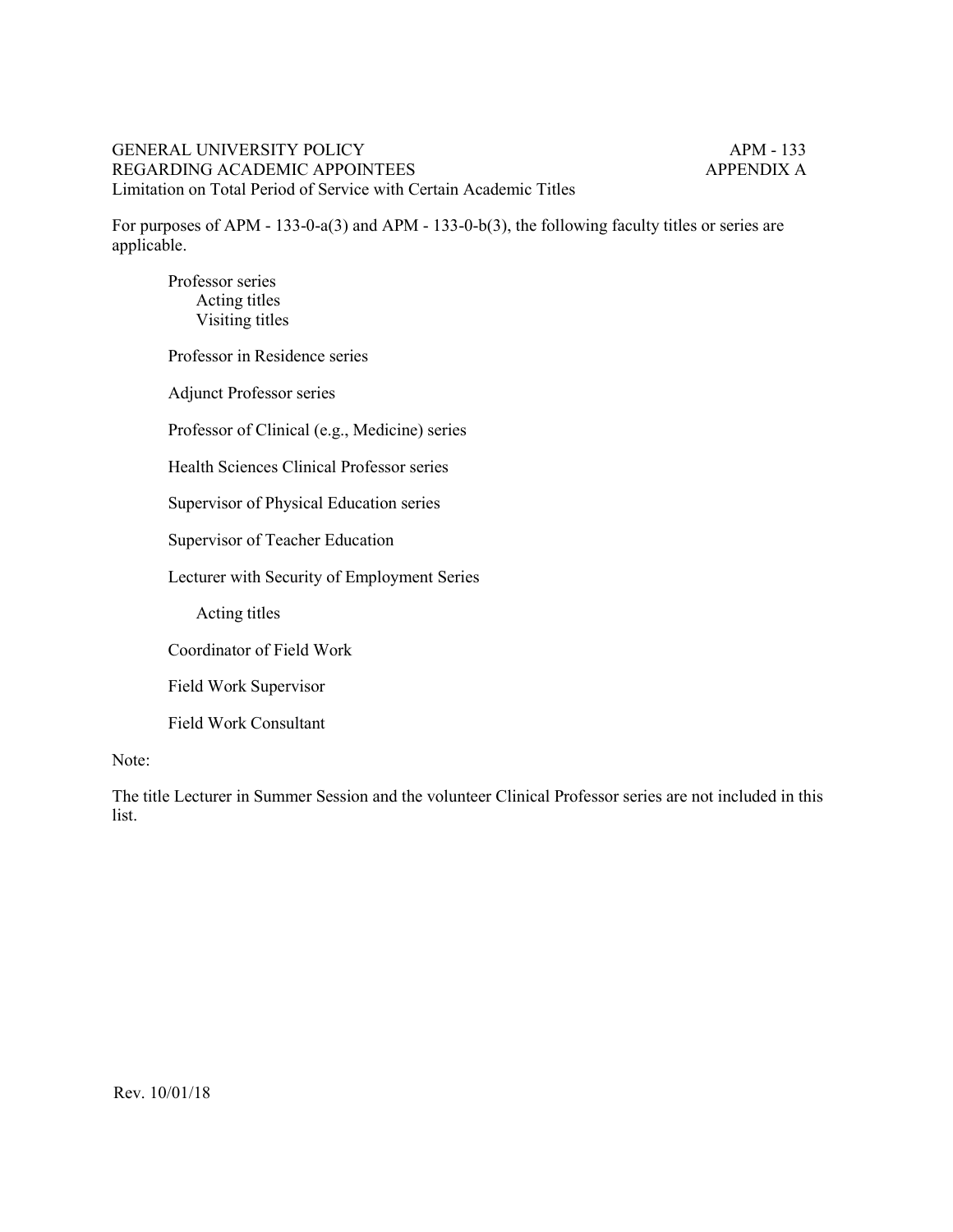GENERAL UNIVERSITY POLICY
REGARDING ACADEMIC APPOINTEES
Limitation on Total Period of Service with Certain Academic Titles

APM - 133
APPENDIX A

For purposes of APM - 133-0-a(3) and APM - 133-0-b(3), the following faculty titles or series are applicable.

- Professor series
  - Acting titles
  - Visiting titles
- Professor in Residence series
- Adjunct Professor series
- Professor of Clinical (e.g., Medicine) series
- Health Sciences Clinical Professor series
- Supervisor of Physical Education series
- Supervisor of Teacher Education
- Lecturer with Security of Employment Series
  - Acting titles
- Coordinator of Field Work
- Field Work Supervisor
- Field Work Consultant

Note:

The title Lecturer in Summer Session and the volunteer Clinical Professor series are not included in this list.

Rev. 10/01/18